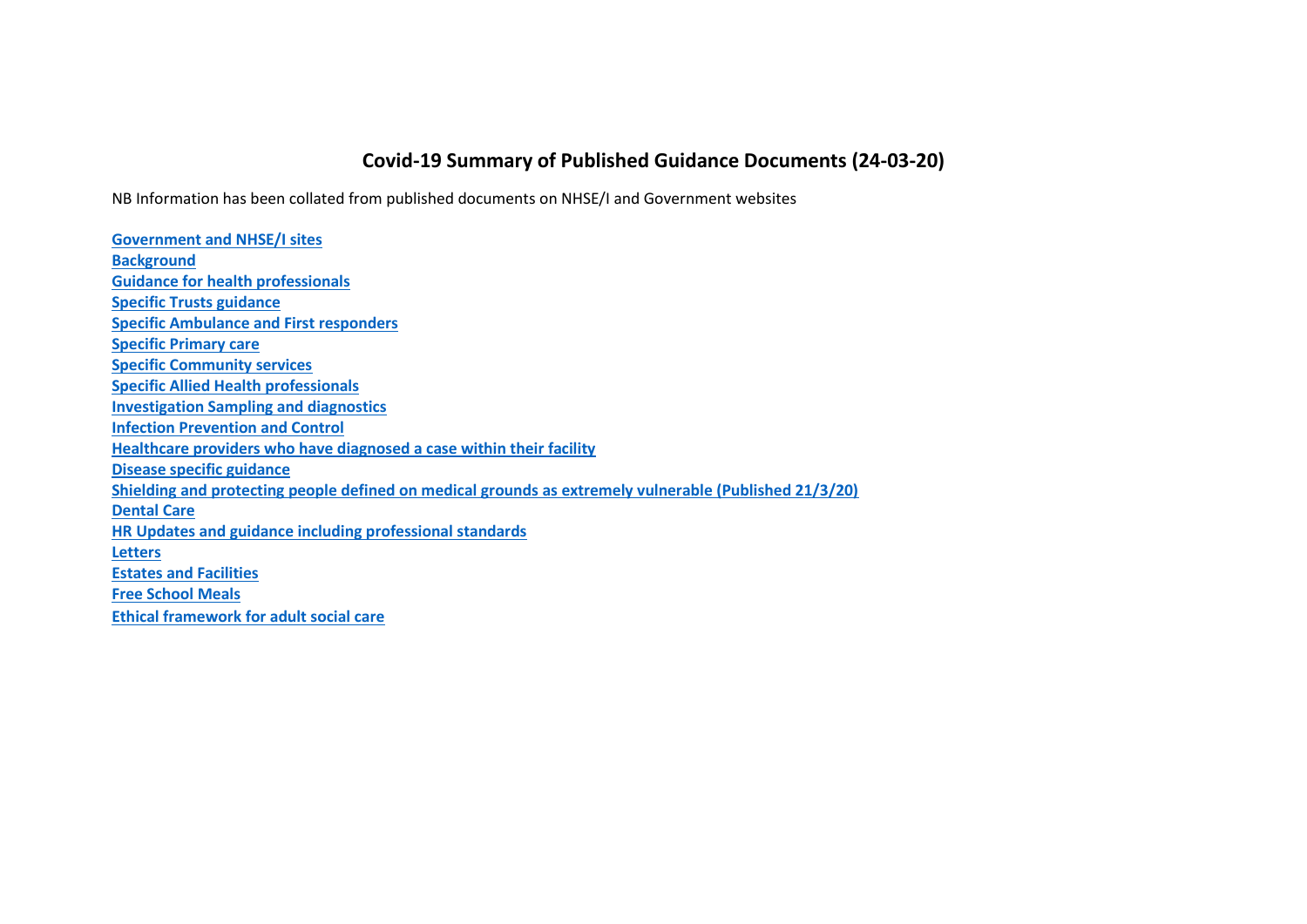# Covid-19 Summary of Published Guidance Documents (24-03-20)

NB Information has been collated from published documents on NHSE/I and Government websites

**Government and NHSE/I sites**
**Background**
**Guidance for health professionals**
**Specific Trusts guidance**
**Specific Ambulance and First responders**
**Specific Primary care**
**Specific Community services**
**Specific Allied Health professionals**
**Investigation Sampling and diagnostics**
**Infection Prevention and Control**
**Healthcare providers who have diagnosed a case within their facility**
**Disease specific guidance**
**Shielding and protecting people defined on medical grounds as extremely vulnerable (Published 21/3/20)**
**Dental Care**
**HR Updates and guidance including professional standards**
**Letters**
**Estates and Facilities**
**Free School Meals**
**Ethical framework for adult social care**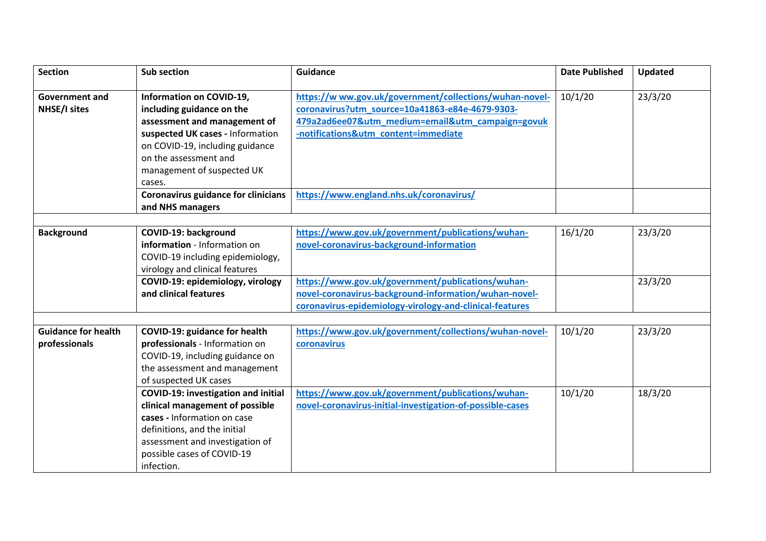| Section | Sub section | Guidance | Date Published | Updated |
|---|---|---|---|---|
| **Government and NHSE/I sites** | **Information on COVID-19, including guidance on the assessment and management of suspected UK cases -** Information on COVID-19, including guidance on the assessment and management of suspected UK cases. | https://w ww.gov.uk/government/collections/wuhan-novel-coronavirus?utm_source=10a41863-e84e-4679-9303-479a2ad6ee07&utm_medium=email&utm_campaign=govuk-notifications&utm_content=immediate | 10/1/20 | 23/3/20 |
| | **Coronavirus guidance for clinicians and NHS managers** | https://www.england.nhs.uk/coronavirus/ | | |
| | | | | |
| **Background** | **COVID-19: background information** - Information on COVID-19 including epidemiology, virology and clinical features | https://www.gov.uk/government/publications/wuhan-novel-coronavirus-background-information | 16/1/20 | 23/3/20 |
| | **COVID-19: epidemiology, virology and clinical features** | https://www.gov.uk/government/publications/wuhan-novel-coronavirus-background-information/wuhan-novel-coronavirus-epidemiology-virology-and-clinical-features | | 23/3/20 |
| | | | | |
| **Guidance for health professionals** | **COVID-19: guidance for health professionals** - Information on COVID-19, including guidance on the assessment and management of suspected UK cases | https://www.gov.uk/government/collections/wuhan-novel-coronavirus | 10/1/20 | 23/3/20 |
| | **COVID-19: investigation and initial clinical management of possible cases -** Information on case definitions, and the initial assessment and investigation of possible cases of COVID-19 infection. | https://www.gov.uk/government/publications/wuhan-novel-coronavirus-initial-investigation-of-possible-cases | 10/1/20 | 18/3/20 |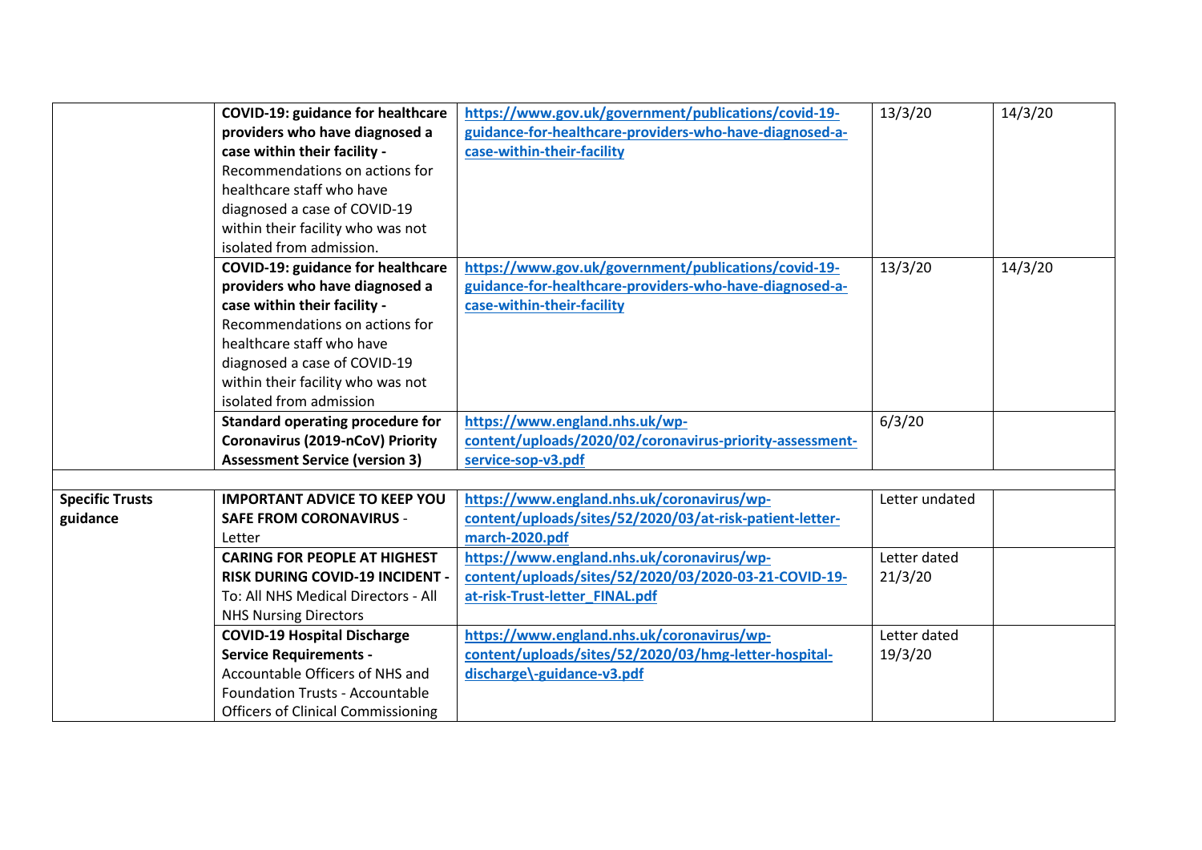| | | | | |
|---|---|---|---|---|
| | **COVID-19: guidance for healthcare providers who have diagnosed a case within their facility -** Recommendations on actions for healthcare staff who have diagnosed a case of COVID-19 within their facility who was not isolated from admission. | https://www.gov.uk/government/publications/covid-19-guidance-for-healthcare-providers-who-have-diagnosed-a-case-within-their-facility | 13/3/20 | 14/3/20 |
| | **COVID-19: guidance for healthcare providers who have diagnosed a case within their facility -** Recommendations on actions for healthcare staff who have diagnosed a case of COVID-19 within their facility who was not isolated from admission | https://www.gov.uk/government/publications/covid-19-guidance-for-healthcare-providers-who-have-diagnosed-a-case-within-their-facility | 13/3/20 | 14/3/20 |
| | **Standard operating procedure for Coronavirus (2019-nCoV) Priority Assessment Service (version 3)** | https://www.england.nhs.uk/wp-content/uploads/2020/02/coronavirus-priority-assessment-service-sop-v3.pdf | 6/3/20 | |
| | | | | |
| **Specific Trusts guidance** | **IMPORTANT ADVICE TO KEEP YOU SAFE FROM CORONAVIRUS** - Letter | https://www.england.nhs.uk/coronavirus/wp-content/uploads/sites/52/2020/03/at-risk-patient-letter-march-2020.pdf | Letter undated | |
| | **CARING FOR PEOPLE AT HIGHEST RISK DURING COVID-19 INCIDENT -** To: All NHS Medical Directors - All NHS Nursing Directors | https://www.england.nhs.uk/coronavirus/wp-content/uploads/sites/52/2020/03/2020-03-21-COVID-19-at-risk-Trust-letter_FINAL.pdf | Letter dated 21/3/20 | |
| | **COVID-19 Hospital Discharge Service Requirements -** Accountable Officers of NHS and Foundation Trusts - Accountable Officers of Clinical Commissioning | https://www.england.nhs.uk/coronavirus/wp-content/uploads/sites/52/2020/03/hmg-letter-hospital-discharge\-guidance-v3.pdf | Letter dated 19/3/20 | |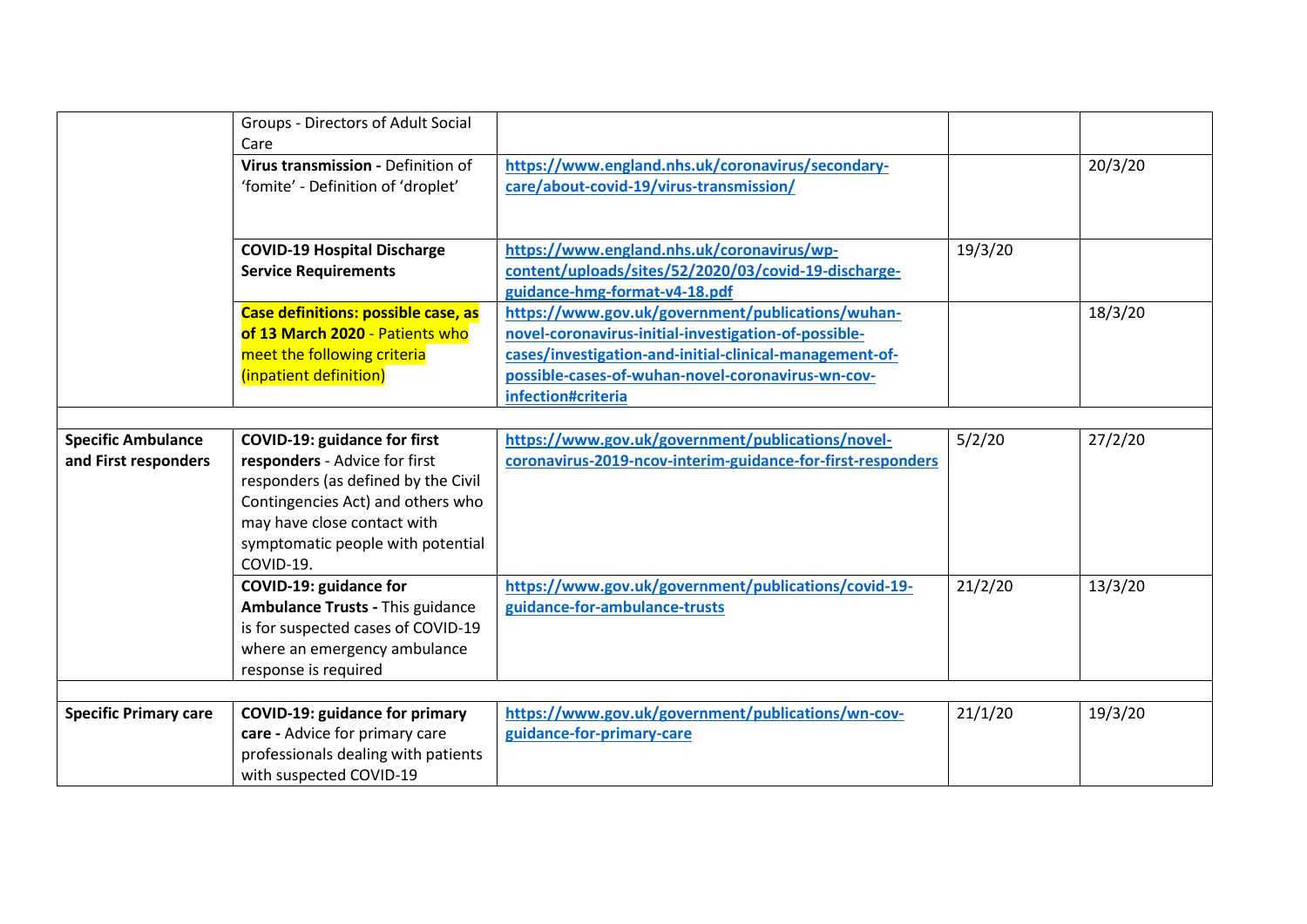| | | | | |
|---|---|---|---|---|
| | Groups - Directors of Adult Social Care | | | |
| | **Virus transmission -** Definition of 'fomite' - Definition of 'droplet' | **https://www.england.nhs.uk/coronavirus/secondary-care/about-covid-19/virus-transmission/** | | 20/3/20 |
| | **COVID-19 Hospital Discharge Service Requirements** | **https://www.england.nhs.uk/coronavirus/wp-content/uploads/sites/52/2020/03/covid-19-discharge-guidance-hmg-format-v4-18.pdf** | 19/3/20 | |
| | **Case definitions: possible case, as of 13 March 2020** - Patients who meet the following criteria (inpatient definition) | **https://www.gov.uk/government/publications/wuhan-novel-coronavirus-initial-investigation-of-possible-cases/investigation-and-initial-clinical-management-of-possible-cases-of-wuhan-novel-coronavirus-wn-cov-infection#criteria** | | 18/3/20 |
| | | | | |
| **Specific Ambulance and First responders** | **COVID-19: guidance for first responders** - Advice for first responders (as defined by the Civil Contingencies Act) and others who may have close contact with symptomatic people with potential COVID-19. | **https://www.gov.uk/government/publications/novel-coronavirus-2019-ncov-interim-guidance-for-first-responders** | 5/2/20 | 27/2/20 |
| | **COVID-19: guidance for Ambulance Trusts -** This guidance is for suspected cases of COVID-19 where an emergency ambulance response is required | **https://www.gov.uk/government/publications/covid-19-guidance-for-ambulance-trusts** | 21/2/20 | 13/3/20 |
| | | | | |
| **Specific Primary care** | **COVID-19: guidance for primary care -** Advice for primary care professionals dealing with patients with suspected COVID-19 | **https://www.gov.uk/government/publications/wn-cov-guidance-for-primary-care** | 21/1/20 | 19/3/20 |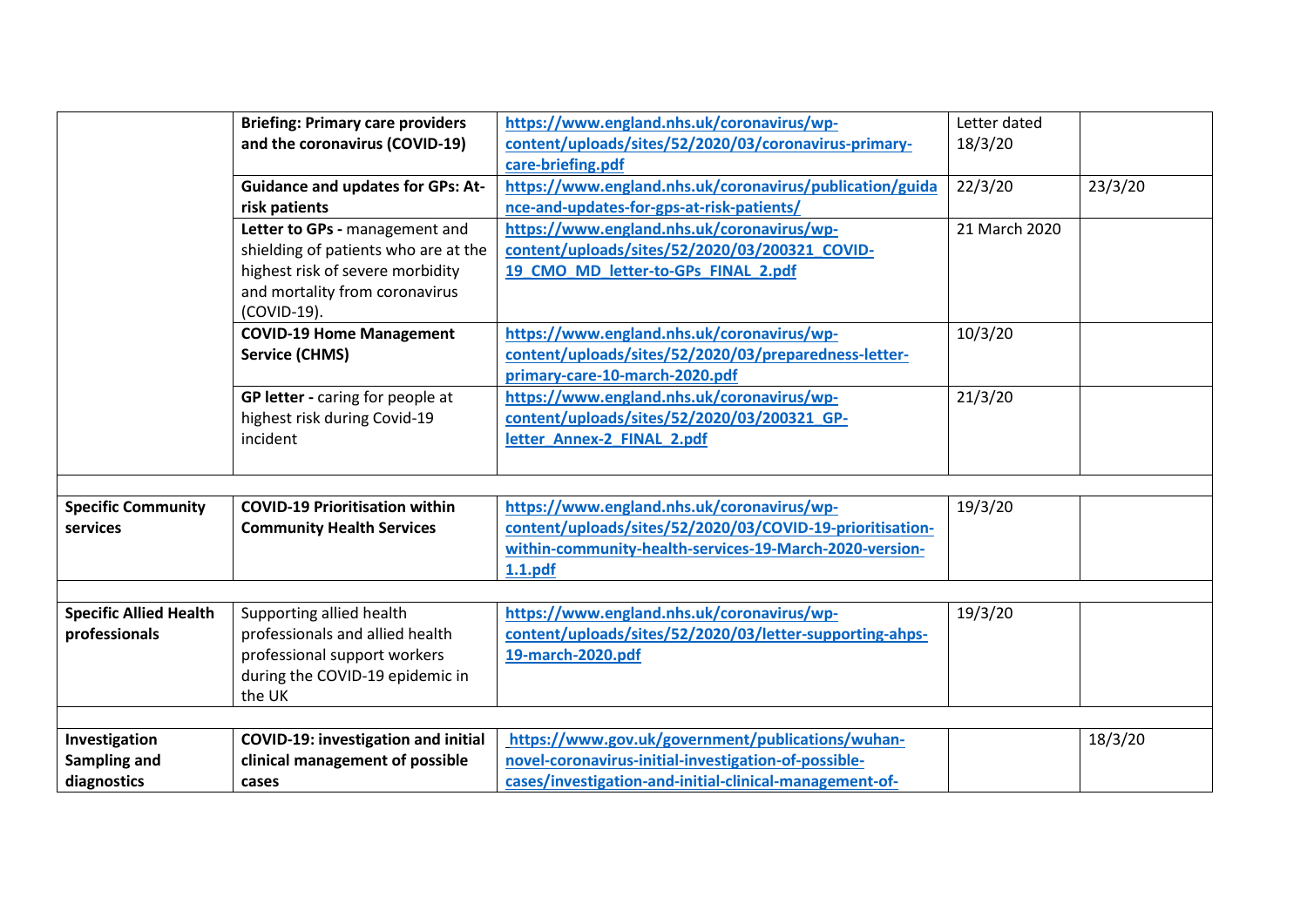| | | | | |
|---|---|---|---|---|
| | **Briefing: Primary care providers and the coronavirus (COVID-19)** | https://www.england.nhs.uk/coronavirus/wp-content/uploads/sites/52/2020/03/coronavirus-primary-care-briefing.pdf | Letter dated 18/3/20 | |
| | **Guidance and updates for GPs: At-risk patients** | https://www.england.nhs.uk/coronavirus/publication/guidance-and-updates-for-gps-at-risk-patients/ | 22/3/20 | 23/3/20 |
| | **Letter to GPs -** management and shielding of patients who are at the highest risk of severe morbidity and mortality from coronavirus (COVID-19). | https://www.england.nhs.uk/coronavirus/wp-content/uploads/sites/52/2020/03/200321_COVID-19_CMO_MD_letter-to-GPs_FINAL_2.pdf | 21 March 2020 | |
| | **COVID-19 Home Management Service (CHMS)** | https://www.england.nhs.uk/coronavirus/wp-content/uploads/sites/52/2020/03/preparedness-letter-primary-care-10-march-2020.pdf | 10/3/20 | |
| | **GP letter -** caring for people at highest risk during Covid-19 incident | https://www.england.nhs.uk/coronavirus/wp-content/uploads/sites/52/2020/03/200321_GP-letter_Annex-2_FINAL_2.pdf | 21/3/20 | |
| | | | | |
| **Specific Community services** | **COVID-19 Prioritisation within Community Health Services** | https://www.england.nhs.uk/coronavirus/wp-content/uploads/sites/52/2020/03/COVID-19-prioritisation-within-community-health-services-19-March-2020-version-1.1.pdf | 19/3/20 | |
| | | | | |
| **Specific Allied Health professionals** | Supporting allied health professionals and allied health professional support workers during the COVID-19 epidemic in the UK | https://www.england.nhs.uk/coronavirus/wp-content/uploads/sites/52/2020/03/letter-supporting-ahps-19-march-2020.pdf | 19/3/20 | |
| | | | | |
| **Investigation Sampling and diagnostics** | **COVID-19: investigation and initial clinical management of possible cases** | https://www.gov.uk/government/publications/wuhan-novel-coronavirus-initial-investigation-of-possible-cases/investigation-and-initial-clinical-management-of- | | 18/3/20 |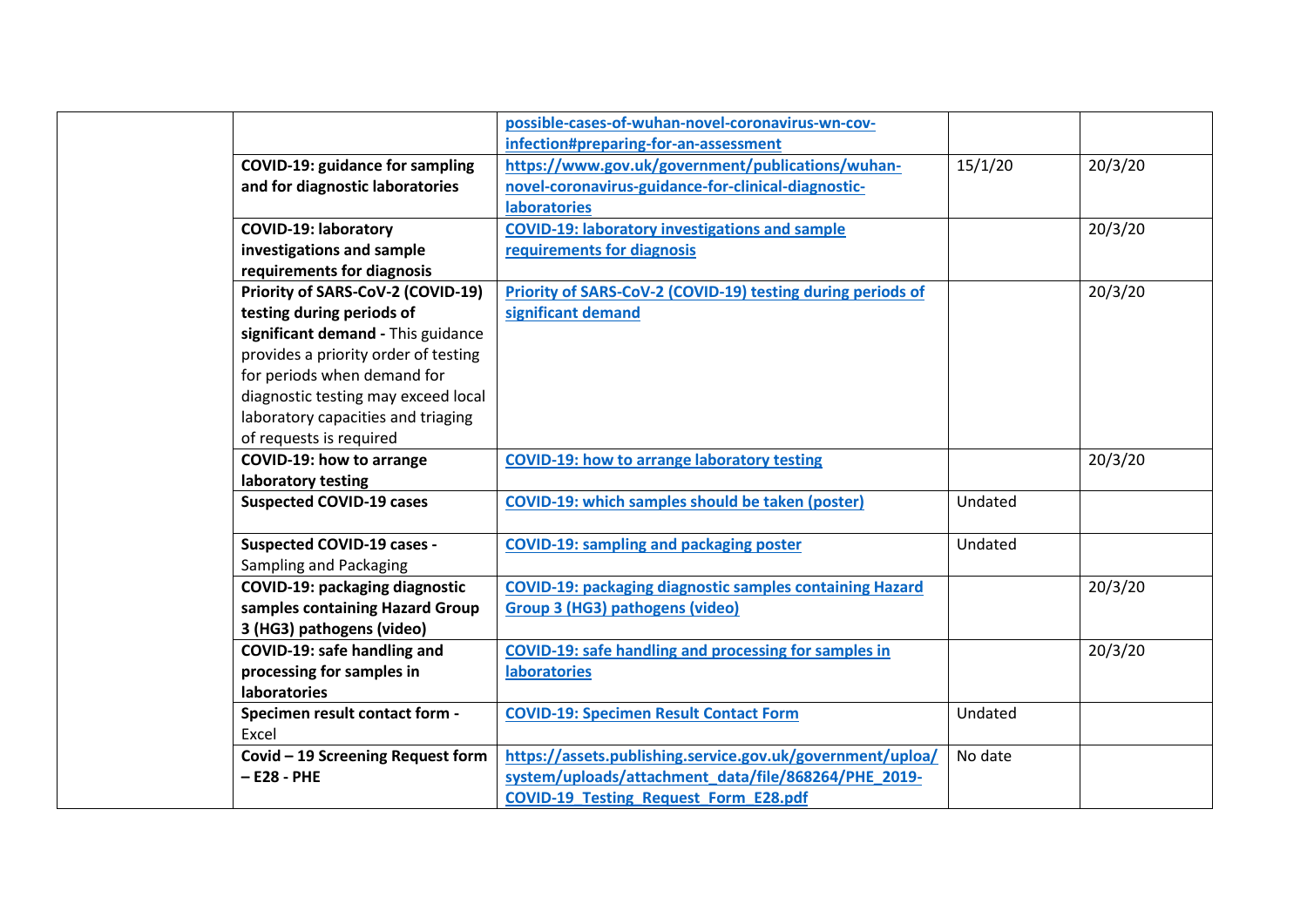| | | | | |
|---|---|---|---|---|
| | | possible-cases-of-wuhan-novel-coronavirus-wn-cov-infection#preparing-for-an-assessment | | |
| | **COVID-19: guidance for sampling and for diagnostic laboratories** | https://www.gov.uk/government/publications/wuhan-novel-coronavirus-guidance-for-clinical-diagnostic-laboratories | 15/1/20 | 20/3/20 |
| | **COVID-19: laboratory investigations and sample requirements for diagnosis** | COVID-19: laboratory investigations and sample requirements for diagnosis | | 20/3/20 |
| | **Priority of SARS-CoV-2 (COVID-19) testing during periods of significant demand -** This guidance provides a priority order of testing for periods when demand for diagnostic testing may exceed local laboratory capacities and triaging of requests is required | Priority of SARS-CoV-2 (COVID-19) testing during periods of significant demand | | 20/3/20 |
| | **COVID-19: how to arrange laboratory testing** | COVID-19: how to arrange laboratory testing | | 20/3/20 |
| | **Suspected COVID-19 cases** | COVID-19: which samples should be taken (poster) | Undated | |
| | **Suspected COVID-19 cases -** Sampling and Packaging | COVID-19: sampling and packaging poster | Undated | |
| | **COVID-19: packaging diagnostic samples containing Hazard Group 3 (HG3) pathogens (video)** | COVID-19: packaging diagnostic samples containing Hazard Group 3 (HG3) pathogens (video) | | 20/3/20 |
| | **COVID-19: safe handling and processing for samples in laboratories** | COVID-19: safe handling and processing for samples in laboratories | | 20/3/20 |
| | **Specimen result contact form -** Excel | COVID-19: Specimen Result Contact Form | Undated | |
| | **Covid – 19 Screening Request form – E28 - PHE** | https://assets.publishing.service.gov.uk/government/uploa/system/uploads/attachment_data/file/868264/PHE_2019-COVID-19_Testing_Request_Form_E28.pdf | No date | |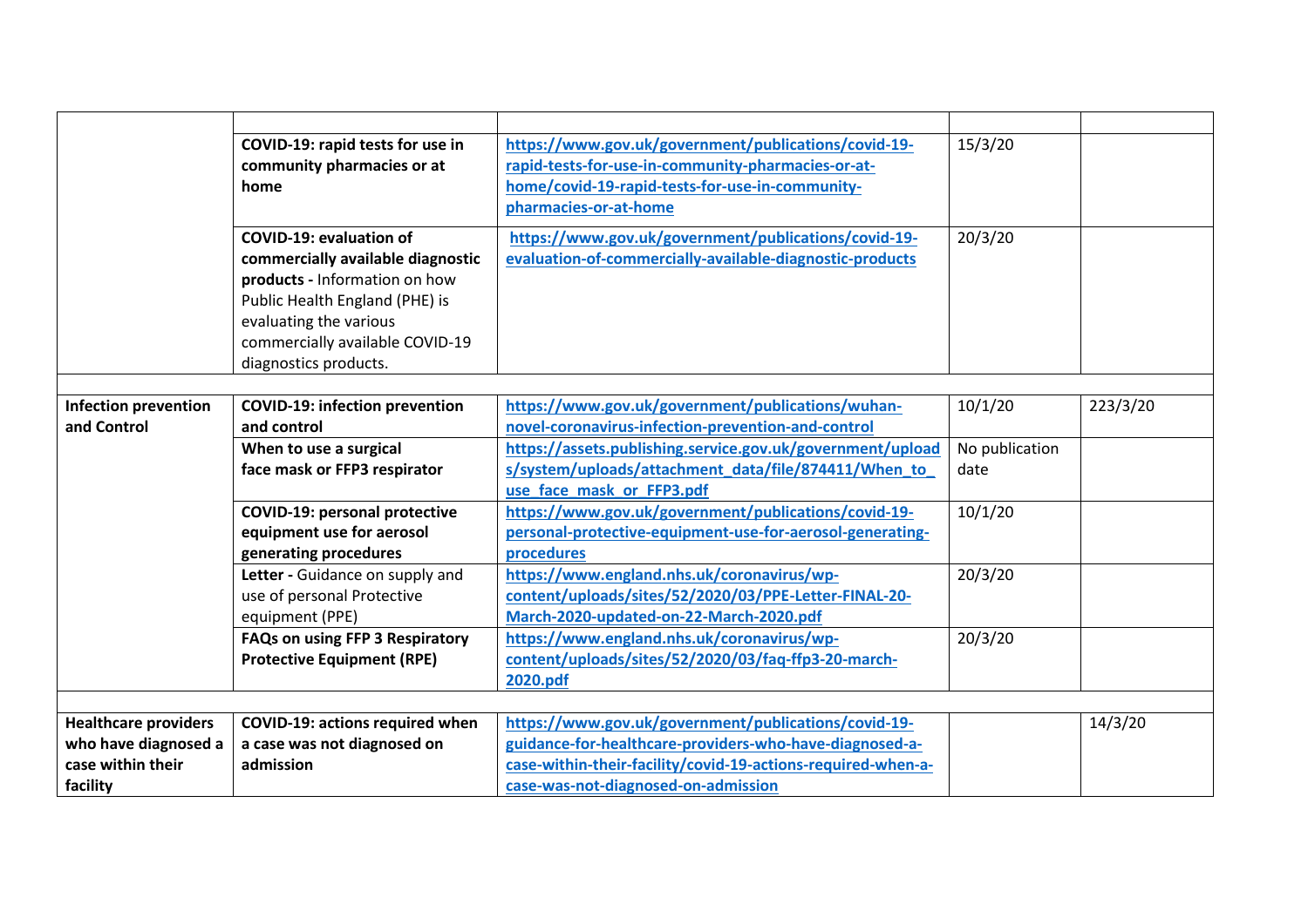| | | | | |
|---|---|---|---|---|
| | **COVID-19: rapid tests for use in community pharmacies or at home** | https://www.gov.uk/government/publications/covid-19-rapid-tests-for-use-in-community-pharmacies-or-at-home/covid-19-rapid-tests-for-use-in-community-pharmacies-or-at-home | 15/3/20 | |
| | **COVID-19: evaluation of commercially available diagnostic products -** Information on how Public Health England (PHE) is evaluating the various commercially available COVID-19 diagnostics products. | https://www.gov.uk/government/publications/covid-19-evaluation-of-commercially-available-diagnostic-products | 20/3/20 | |
| | | | | |
| **Infection prevention and Control** | **COVID-19: infection prevention and control** | https://www.gov.uk/government/publications/wuhan-novel-coronavirus-infection-prevention-and-control | 10/1/20 | 223/3/20 |
| | **When to use a surgical face mask or FFP3 respirator** | https://assets.publishing.service.gov.uk/government/uploads/system/uploads/attachment_data/file/874411/When_to_use_face_mask_or_FFP3.pdf | No publication date | |
| | **COVID-19: personal protective equipment use for aerosol generating procedures** | https://www.gov.uk/government/publications/covid-19-personal-protective-equipment-use-for-aerosol-generating-procedures | 10/1/20 | |
| | **Letter -** Guidance on supply and use of personal Protective equipment (PPE) | https://www.england.nhs.uk/coronavirus/wp-content/uploads/sites/52/2020/03/PPE-Letter-FINAL-20-March-2020-updated-on-22-March-2020.pdf | 20/3/20 | |
| | **FAQs on using FFP 3 Respiratory Protective Equipment (RPE)** | https://www.england.nhs.uk/coronavirus/wp-content/uploads/sites/52/2020/03/faq-ffp3-20-march-2020.pdf | 20/3/20 | |
| | | | | |
| **Healthcare providers who have diagnosed a case within their facility** | **COVID-19: actions required when a case was not diagnosed on admission** | https://www.gov.uk/government/publications/covid-19-guidance-for-healthcare-providers-who-have-diagnosed-a-case-within-their-facility/covid-19-actions-required-when-a-case-was-not-diagnosed-on-admission | | 14/3/20 |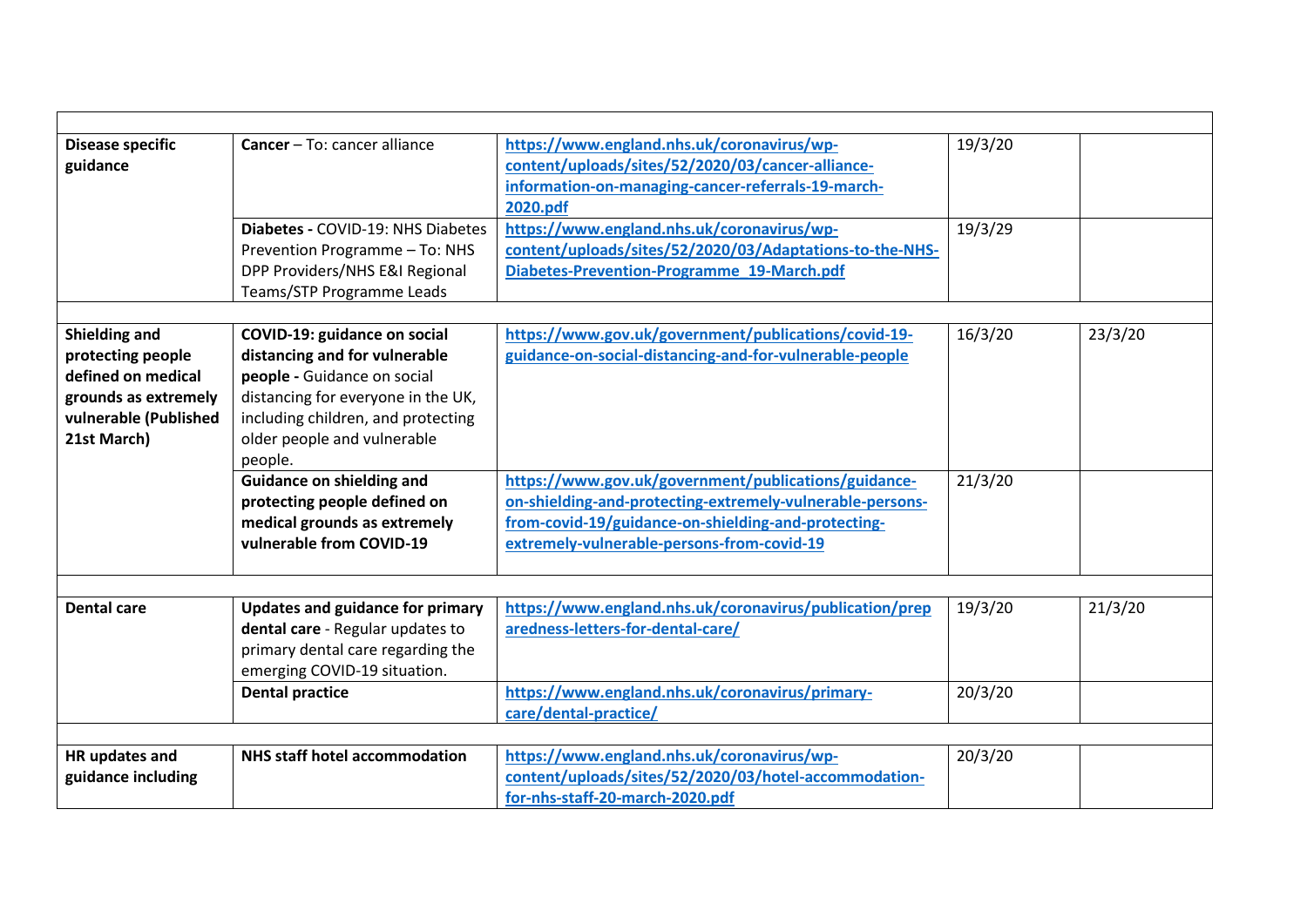| | | | | |
|---|---|---|---|---|
| **Disease specific guidance** | **Cancer** – To: cancer alliance | https://www.england.nhs.uk/coronavirus/wp-content/uploads/sites/52/2020/03/cancer-alliance-information-on-managing-cancer-referrals-19-march-2020.pdf | 19/3/20 | |
| | **Diabetes -** COVID-19: NHS Diabetes Prevention Programme – To: NHS DPP Providers/NHS E&I Regional Teams/STP Programme Leads | https://www.england.nhs.uk/coronavirus/wp-content/uploads/sites/52/2020/03/Adaptations-to-the-NHS-Diabetes-Prevention-Programme_19-March.pdf | 19/3/29 | |
| | | | | |
| **Shielding and protecting people defined on medical grounds as extremely vulnerable (Published 21st March)** | **COVID-19: guidance on social distancing and for vulnerable people -** Guidance on social distancing for everyone in the UK, including children, and protecting older people and vulnerable people. | https://www.gov.uk/government/publications/covid-19-guidance-on-social-distancing-and-for-vulnerable-people | 16/3/20 | 23/3/20 |
| | **Guidance on shielding and protecting people defined on medical grounds as extremely vulnerable from COVID-19** | https://www.gov.uk/government/publications/guidance-on-shielding-and-protecting-extremely-vulnerable-persons-from-covid-19/guidance-on-shielding-and-protecting-extremely-vulnerable-persons-from-covid-19 | 21/3/20 | |
| | | | | |
| **Dental care** | **Updates and guidance for primary dental care** - Regular updates to primary dental care regarding the emerging COVID-19 situation. | https://www.england.nhs.uk/coronavirus/publication/preparedness-letters-for-dental-care/ | 19/3/20 | 21/3/20 |
| | **Dental practice** | https://www.england.nhs.uk/coronavirus/primary-care/dental-practice/ | 20/3/20 | |
| | | | | |
| **HR updates and guidance including** | **NHS staff hotel accommodation** | https://www.england.nhs.uk/coronavirus/wp-content/uploads/sites/52/2020/03/hotel-accommodation-for-nhs-staff-20-march-2020.pdf | 20/3/20 | |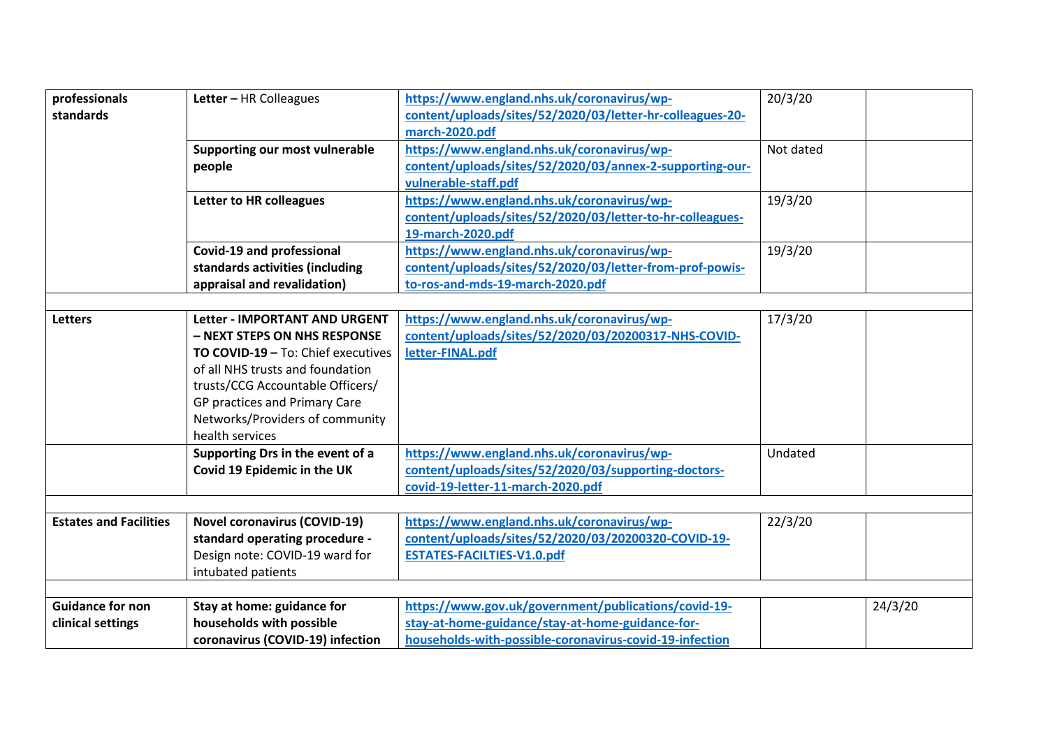| | | | | |
|---|---|---|---|---|
| **professionals standards** | **Letter –** HR Colleagues | **https://www.england.nhs.uk/coronavirus/wp-content/uploads/sites/52/2020/03/letter-hr-colleagues-20-march-2020.pdf** | 20/3/20 | |
| | **Supporting our most vulnerable people** | **https://www.england.nhs.uk/coronavirus/wp-content/uploads/sites/52/2020/03/annex-2-supporting-our-vulnerable-staff.pdf** | Not dated | |
| | **Letter to HR colleagues** | **https://www.england.nhs.uk/coronavirus/wp-content/uploads/sites/52/2020/03/letter-to-hr-colleagues-19-march-2020.pdf** | 19/3/20 | |
| | **Covid-19 and professional standards activities (including appraisal and revalidation)** | **https://www.england.nhs.uk/coronavirus/wp-content/uploads/sites/52/2020/03/letter-from-prof-powis-to-ros-and-mds-19-march-2020.pdf** | 19/3/20 | |
| | | | | |
| **Letters** | **Letter - IMPORTANT AND URGENT – NEXT STEPS ON NHS RESPONSE TO COVID-19 –** To: Chief executives of all NHS trusts and foundation trusts/CCG Accountable Officers/ GP practices and Primary Care Networks/Providers of community health services | **https://www.england.nhs.uk/coronavirus/wp-content/uploads/sites/52/2020/03/20200317-NHS-COVID-letter-FINAL.pdf** | 17/3/20 | |
| | **Supporting Drs in the event of a Covid 19 Epidemic in the UK** | **https://www.england.nhs.uk/coronavirus/wp-content/uploads/sites/52/2020/03/supporting-doctors-covid-19-letter-11-march-2020.pdf** | Undated | |
| | | | | |
| **Estates and Facilities** | **Novel coronavirus (COVID-19) standard operating procedure -** Design note: COVID-19 ward for intubated patients | **https://www.england.nhs.uk/coronavirus/wp-content/uploads/sites/52/2020/03/20200320-COVID-19-ESTATES-FACILTIES-V1.0.pdf** | 22/3/20 | |
| | | | | |
| **Guidance for non clinical settings** | **Stay at home: guidance for households with possible coronavirus (COVID-19) infection** | **https://www.gov.uk/government/publications/covid-19-stay-at-home-guidance/stay-at-home-guidance-for-households-with-possible-coronavirus-covid-19-infection** | | 24/3/20 |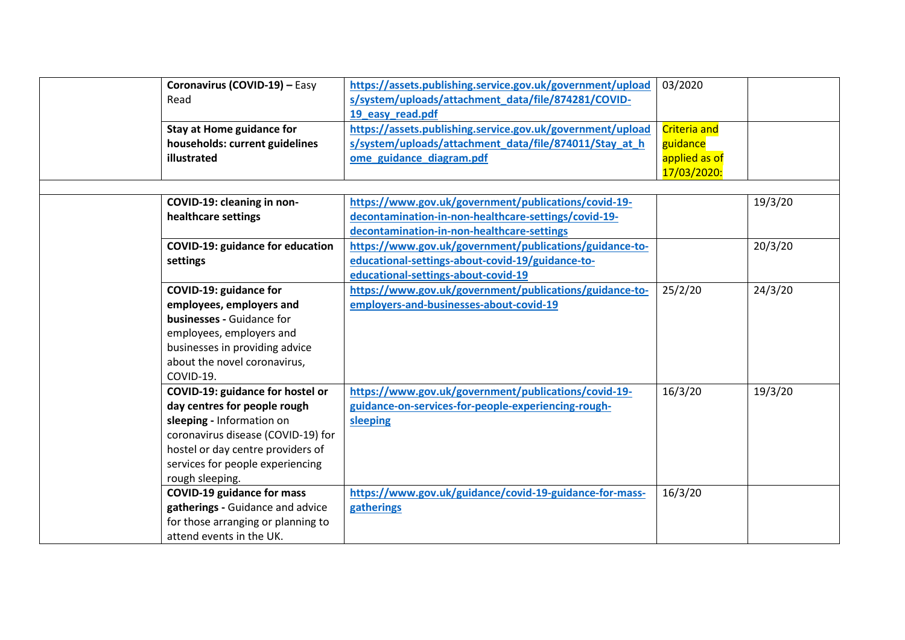| | | | | |
|---|---|---|---|---|
| | **Coronavirus (COVID-19) –** Easy Read | https://assets.publishing.service.gov.uk/government/uploads/system/uploads/attachment_data/file/874281/COVID-19_easy_read.pdf | 03/2020 | |
| | **Stay at Home guidance for households: current guidelines illustrated** | https://assets.publishing.service.gov.uk/government/uploads/system/uploads/attachment_data/file/874011/Stay_at_home_guidance_diagram.pdf | Criteria and guidance applied as of 17/03/2020: | |
| | | | | |
| | **COVID-19: cleaning in non-healthcare settings** | https://www.gov.uk/government/publications/covid-19-decontamination-in-non-healthcare-settings/covid-19-decontamination-in-non-healthcare-settings | | 19/3/20 |
| | **COVID-19: guidance for education settings** | https://www.gov.uk/government/publications/guidance-to-educational-settings-about-covid-19/guidance-to-educational-settings-about-covid-19 | | 20/3/20 |
| | **COVID-19: guidance for employees, employers and businesses -** Guidance for employees, employers and businesses in providing advice about the novel coronavirus, COVID-19. | https://www.gov.uk/government/publications/guidance-to-employers-and-businesses-about-covid-19 | 25/2/20 | 24/3/20 |
| | **COVID-19: guidance for hostel or day centres for people rough sleeping -** Information on coronavirus disease (COVID-19) for hostel or day centre providers of services for people experiencing rough sleeping. | https://www.gov.uk/government/publications/covid-19-guidance-on-services-for-people-experiencing-rough-sleeping | 16/3/20 | 19/3/20 |
| | **COVID-19 guidance for mass gatherings -** Guidance and advice for those arranging or planning to attend events in the UK. | https://www.gov.uk/guidance/covid-19-guidance-for-mass-gatherings | 16/3/20 | |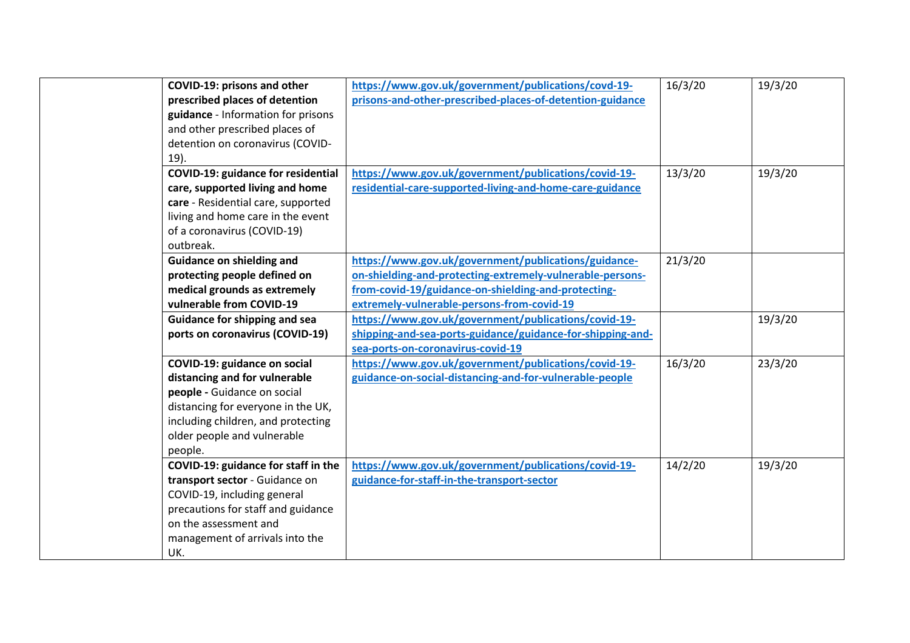|  |  |  |  |  |
|---|---|---|---|---|
|  | **COVID-19: prisons and other prescribed places of detention guidance** - Information for prisons and other prescribed places of detention on coronavirus (COVID-19). | https://www.gov.uk/government/publications/covd-19-prisons-and-other-prescribed-places-of-detention-guidance | 16/3/20 | 19/3/20 |
|  | **COVID-19: guidance for residential care, supported living and home care** - Residential care, supported living and home care in the event of a coronavirus (COVID-19) outbreak. | https://www.gov.uk/government/publications/covid-19-residential-care-supported-living-and-home-care-guidance | 13/3/20 | 19/3/20 |
|  | **Guidance on shielding and protecting people defined on medical grounds as extremely vulnerable from COVID-19** | https://www.gov.uk/government/publications/guidance-on-shielding-and-protecting-extremely-vulnerable-persons-from-covid-19/guidance-on-shielding-and-protecting-extremely-vulnerable-persons-from-covid-19 | 21/3/20 |  |
|  | **Guidance for shipping and sea ports on coronavirus (COVID-19)** | https://www.gov.uk/government/publications/covid-19-shipping-and-sea-ports-guidance/guidance-for-shipping-and-sea-ports-on-coronavirus-covid-19 |  | 19/3/20 |
|  | **COVID-19: guidance on social distancing and for vulnerable people -** Guidance on social distancing for everyone in the UK, including children, and protecting older people and vulnerable people. | https://www.gov.uk/government/publications/covid-19-guidance-on-social-distancing-and-for-vulnerable-people | 16/3/20 | 23/3/20 |
|  | **COVID-19: guidance for staff in the transport sector** - Guidance on COVID-19, including general precautions for staff and guidance on the assessment and management of arrivals into the UK. | https://www.gov.uk/government/publications/covid-19-guidance-for-staff-in-the-transport-sector | 14/2/20 | 19/3/20 |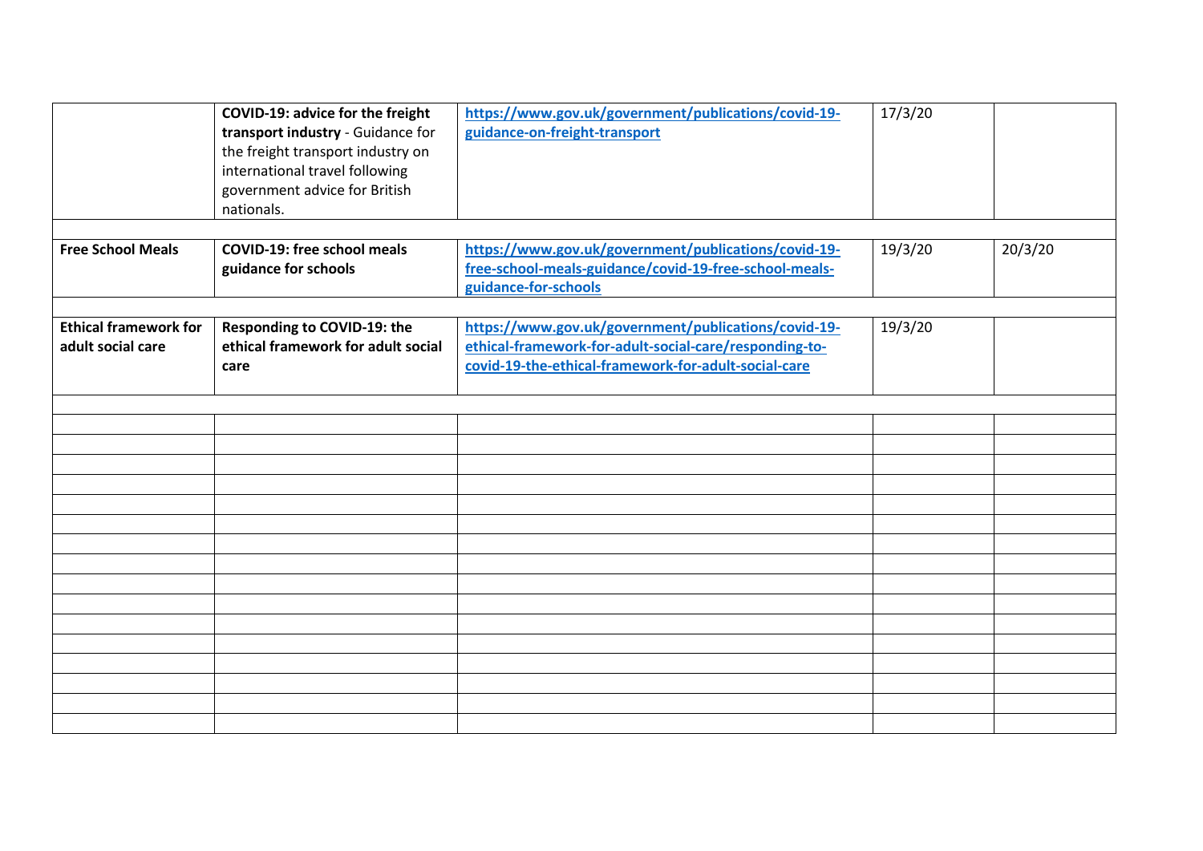| | | | | |
|---|---|---|---|---|
| | **COVID-19: advice for the freight transport industry** - Guidance for the freight transport industry on international travel following government advice for British nationals. | https://www.gov.uk/government/publications/covid-19-guidance-on-freight-transport | 17/3/20 | |
| | | | | |
| **Free School Meals** | **COVID-19: free school meals guidance for schools** | https://www.gov.uk/government/publications/covid-19-free-school-meals-guidance/covid-19-free-school-meals-guidance-for-schools | 19/3/20 | 20/3/20 |
| | | | | |
| **Ethical framework for adult social care** | **Responding to COVID-19: the ethical framework for adult social care** | https://www.gov.uk/government/publications/covid-19-ethical-framework-for-adult-social-care/responding-to-covid-19-the-ethical-framework-for-adult-social-care | 19/3/20 | |
| | | | | |
| | | | | |
| | | | | |
| | | | | |
| | | | | |
| | | | | |
| | | | | |
| | | | | |
| | | | | |
| | | | | |
| | | | | |
| | | | | |
| | | | | |
| | | | | |
| | | | | |
| | | | | |
| | | | | |